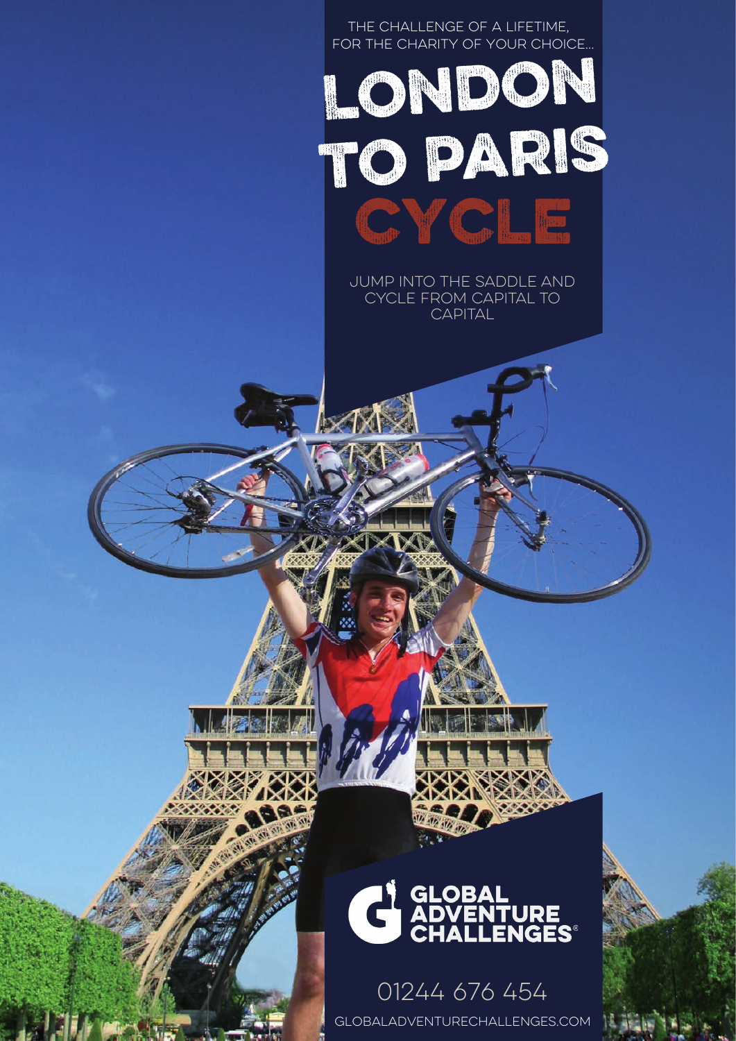THE CHALLENGE OF A LIFETIME, FOR THE CHARITY OF YOUR CHOICE...

# LONDON TO PARIS CYCLE

JUMP INTO THE SADDLE AND CYCLE FROM CAPITAL TO CAPITAL

**GLOBAL ADVENTURE CHALLENGES®**

01244 676 454

GLOBALADVENTURECHALLENGES.COM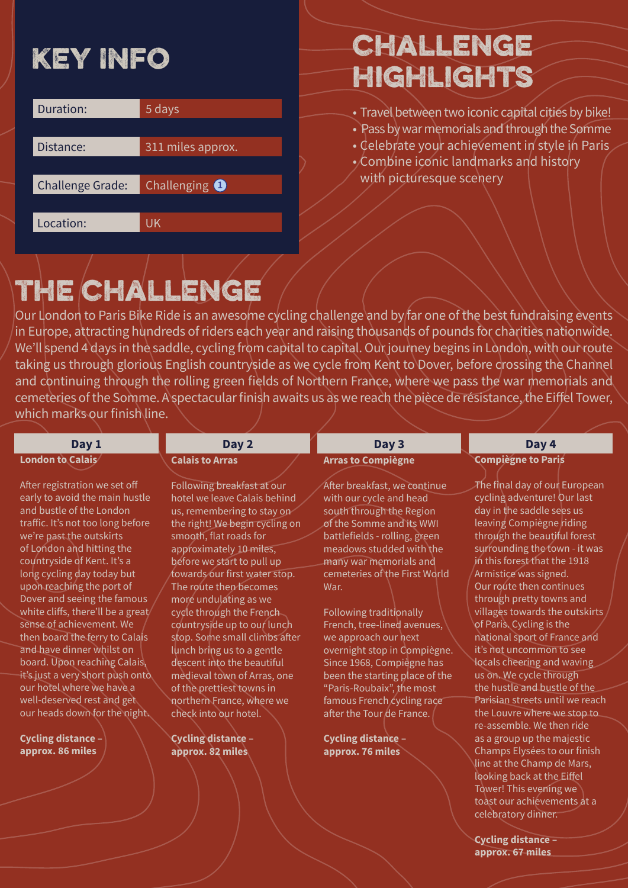## KEY INFO

| | |
|---|---|
| Duration: | 5 days |
| Distance: | 311 miles approx. |
| Challenge Grade: | Challenging 1 |
| Location: | UK |

## CHALLENGE HIGHLIGHTS

- Travel between two iconic capital cities by bike!
- Pass by war memorials and through the Somme
- Celebrate your achievement in style in Paris
- Combine iconic landmarks and history with picturesque scenery

## THE CHALLENGE

Our London to Paris Bike Ride is an awesome cycling challenge and by far one of the best fundraising events in Europe, attracting hundreds of riders each year and raising thousands of pounds for charities nationwide. We'll spend 4 days in the saddle, cycling from capital to capital. Our journey begins in London, with our route taking us through glorious English countryside as we cycle from Kent to Dover, before crossing the Channel and continuing through the rolling green fields of Northern France, where we pass the war memorials and cemeteries of the Somme. A spectacular finish awaits us as we reach the pièce de résistance, the Eiffel Tower, which marks our finish line.

### Day 1

**London to Calais**

After registration we set off early to avoid the main hustle and bustle of the London traffic. It's not too long before we're past the outskirts of London and hitting the countryside of Kent. It's a long cycling day today but upon reaching the port of Dover and seeing the famous white cliffs, there'll be a great sense of achievement. We then board the ferry to Calais and have dinner whilst on board. Upon reaching Calais, it's just a very short push onto our hotel where we have a well-deserved rest and get our heads down for the night.

**Cycling distance – approx. 86 miles**

### Day 2

**Calais to Arras**

Following breakfast at our hotel we leave Calais behind us, remembering to stay on the right! We begin cycling on smooth, flat roads for approximately 10 miles, before we start to pull up towards our first water stop. The route then becomes more undulating as we cycle through the French countryside up to our lunch stop. Some small climbs after lunch bring us to a gentle descent into the beautiful medieval town of Arras, one of the prettiest towns in northern France, where we check into our hotel.

**Cycling distance – approx. 82 miles**

### Day 3

**Arras to Compiègne**

After breakfast, we continue with our cycle and head south through the Region of the Somme and its WWI battlefields - rolling, green meadows studded with the many war memorials and cemeteries of the First World War.

Following traditionally French, tree-lined avenues, we approach our next overnight stop in Compiègne. Since 1968, Compiègne has been the starting place of the "Paris-Roubaix", the most famous French cycling race after the Tour de France.

**Cycling distance – approx. 76 miles**

### Day 4

**Compiègne to Paris**

The final day of our European cycling adventure! Our last day in the saddle sees us leaving Compiègne riding through the beautiful forest surrounding the town - it was in this forest that the 1918 Armistice was signed.
Our route then continues through pretty towns and villages towards the outskirts of Paris. Cycling is the national sport of France and it's not uncommon to see locals cheering and waving us on. We cycle through the hustle and bustle of the Parisian streets until we reach the Louvre where we stop to re-assemble. We then ride as a group up the majestic Champs Elysées to our finish line at the Champ de Mars, looking back at the Eiffel Tower! This evening we toast our achievements at a celebratory dinner.

**Cycling distance – approx. 67 miles**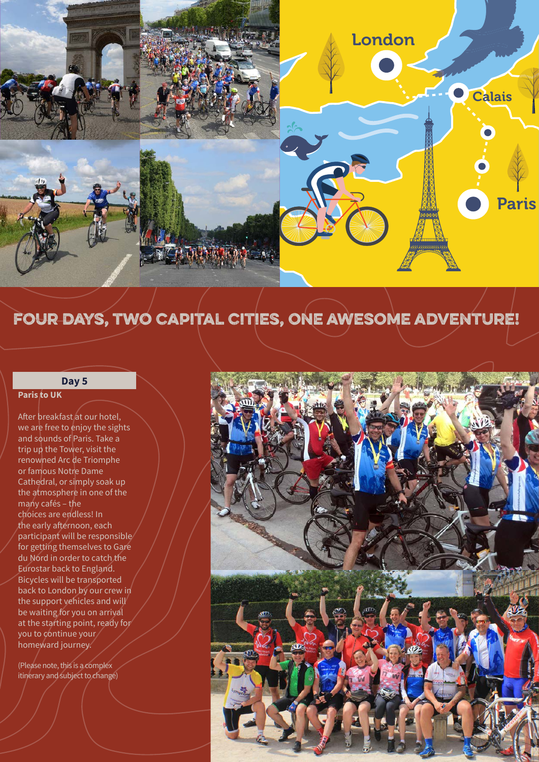# FOUR DAYS, TWO CAPITAL CITIES, ONE AWESOME ADVENTURE!

## Day 5

**Paris to UK**

After breakfast at our hotel, we are free to enjoy the sights and sounds of Paris. Take a trip up the Tower, visit the renowned Arc de Triomphe or famous Notre Dame Cathedral, or simply soak up the atmosphere in one of the many cafés – the choices are endless! In the early afternoon, each participant will be responsible for getting themselves to Gare du Nord in order to catch the Eurostar back to England. Bicycles will be transported back to London by our crew in the support vehicles and will be waiting for you on arrival at the starting point, ready for you to continue your homeward journey.

(Please note, this is a complex itinerary and subject to change)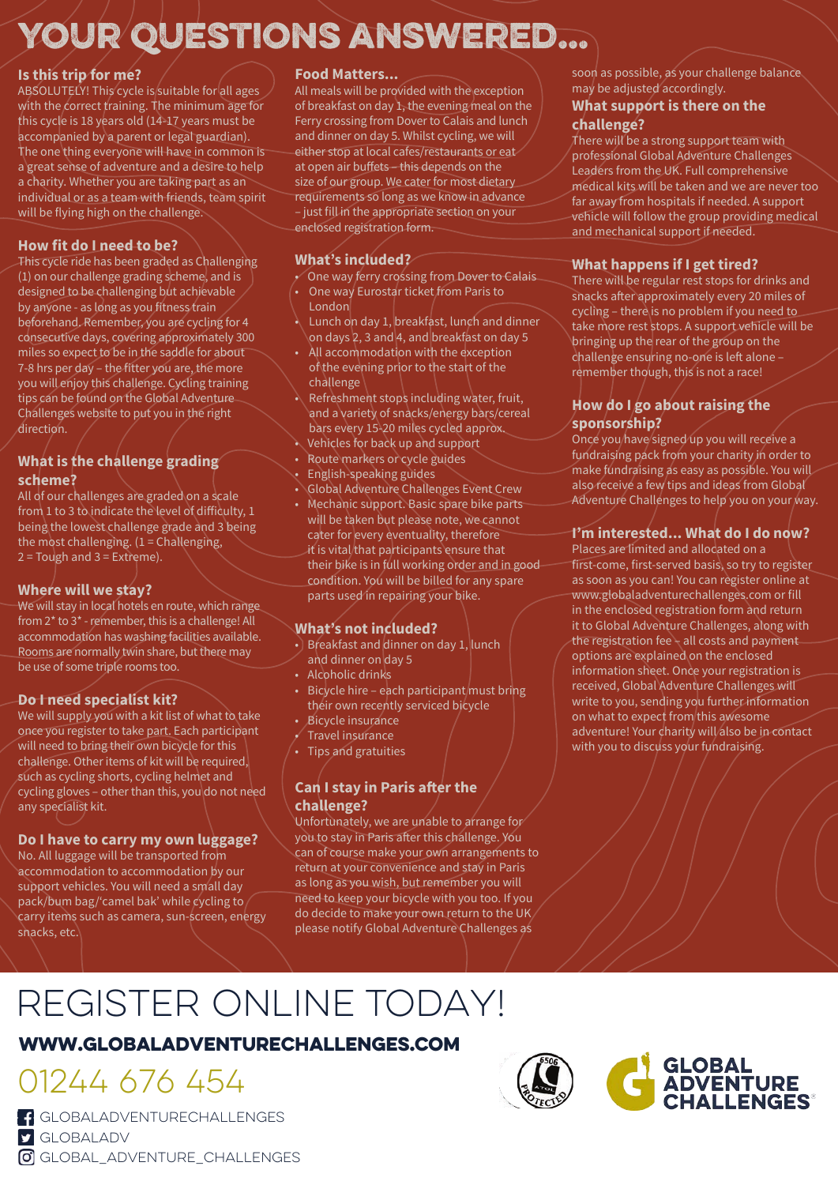# YOUR QUESTIONS ANSWERED...

## Is this trip for me?

ABSOLUTELY! This cycle is suitable for all ages with the correct training. The minimum age for this cycle is 18 years old (14-17 years must be accompanied by a parent or legal guardian). The one thing everyone will have in common is a great sense of adventure and a desire to help a charity. Whether you are taking part as an individual or as a team with friends, team spirit will be flying high on the challenge.

## How fit do I need to be?

This cycle ride has been graded as Challenging (1) on our challenge grading scheme, and is designed to be challenging but achievable by anyone - as long as you fitness train beforehand. Remember, you are cycling for 4 consecutive days, covering approximately 300 miles so expect to be in the saddle for about 7-8 hrs per day – the fitter you are, the more you will enjoy this challenge. Cycling training tips can be found on the Global Adventure Challenges website to put you in the right direction.

## What is the challenge grading scheme?

All of our challenges are graded on a scale from 1 to 3 to indicate the level of difficulty, 1 being the lowest challenge grade and 3 being the most challenging. (1 = Challenging, 2 = Tough and 3 = Extreme).

## Where will we stay?

We will stay in local hotels en route, which range from 2* to 3* - remember, this is a challenge! All accommodation has washing facilities available. Rooms are normally twin share, but there may be use of some triple rooms too.

## Do I need specialist kit?

We will supply you with a kit list of what to take once you register to take part. Each participant will need to bring their own bicycle for this challenge. Other items of kit will be required, such as cycling shorts, cycling helmet and cycling gloves – other than this, you do not need any specialist kit.

## Do I have to carry my own luggage?

No. All luggage will be transported from accommodation to accommodation by our support vehicles. You will need a small day pack/bum bag/'camel bak' while cycling to carry items such as camera, sun-screen, energy snacks, etc.

## Food Matters...

All meals will be provided with the exception of breakfast on day 1, the evening meal on the Ferry crossing from Dover to Calais and lunch and dinner on day 5. Whilst cycling, we will either stop at local cafes/restaurants or eat at open air buffets – this depends on the size of our group. We cater for most dietary requirements so long as we know in advance – just fill in the appropriate section on your enclosed registration form.

## What's included?

- One way ferry crossing from Dover to Calais
- One way Eurostar ticket from Paris to London
- Lunch on day 1, breakfast, lunch and dinner on days 2, 3 and 4, and breakfast on day 5
- All accommodation with the exception of the evening prior to the start of the challenge
- Refreshment stops including water, fruit, and a variety of snacks/energy bars/cereal bars every 15-20 miles cycled approx.
- Vehicles for back up and support
- Route markers or cycle guides
- English-speaking guides
- Global Adventure Challenges Event Crew
- Mechanic support. Basic spare bike parts will be taken but please note, we cannot cater for every eventuality, therefore it is vital that participants ensure that their bike is in full working order and in good condition. You will be billed for any spare parts used in repairing your bike.

## What's not included?

- Breakfast and dinner on day 1, lunch and dinner on day 5
- Alcoholic drinks
- Bicycle hire – each participant must bring their own recently serviced bicycle
- Bicycle insurance
- Travel insurance
- Tips and gratuities

## Can I stay in Paris after the challenge?

Unfortunately, we are unable to arrange for you to stay in Paris after this challenge. You can of course make your own arrangements to return at your convenience and stay in Paris as long as you wish, but remember you will need to keep your bicycle with you too. If you do decide to make your own return to the UK please notify Global Adventure Challenges as soon as possible, as your challenge balance may be adjusted accordingly.

## What support is there on the challenge?

There will be a strong support team with professional Global Adventure Challenges Leaders from the UK. Full comprehensive medical kits will be taken and we are never too far away from hospitals if needed. A support vehicle will follow the group providing medical and mechanical support if needed.

## What happens if I get tired?

There will be regular rest stops for drinks and snacks after approximately every 20 miles of cycling – there is no problem if you need to take more rest stops. A support vehicle will be bringing up the rear of the group on the challenge ensuring no-one is left alone – remember though, this is not a race!

## How do I go about raising the sponsorship?

Once you have signed up you will receive a fundraising pack from your charity in order to make fundraising as easy as possible. You will also receive a few tips and ideas from Global Adventure Challenges to help you on your way.

## I'm interested... What do I do now?

Places are limited and allocated on a first-come, first-served basis, so try to register as soon as you can! You can register online at www.globaladventurechallenges.com or fill in the enclosed registration form and return it to Global Adventure Challenges, along with the registration fee – all costs and payment options are explained on the enclosed information sheet. Once your registration is received, Global Adventure Challenges will write to you, sending you further information on what to expect from this awesome adventure! Your charity will also be in contact with you to discuss your fundraising.

# REGISTER ONLINE TODAY!

**WWW.GLOBALADVENTURECHALLENGES.COM**

01244 676 454

GLOBALADVENTURECHALLENGES

GLOBALADV

GLOBAL_ADVENTURE_CHALLENGES

ATOL PROTECTED 6506

GLOBAL ADVENTURE CHALLENGES®